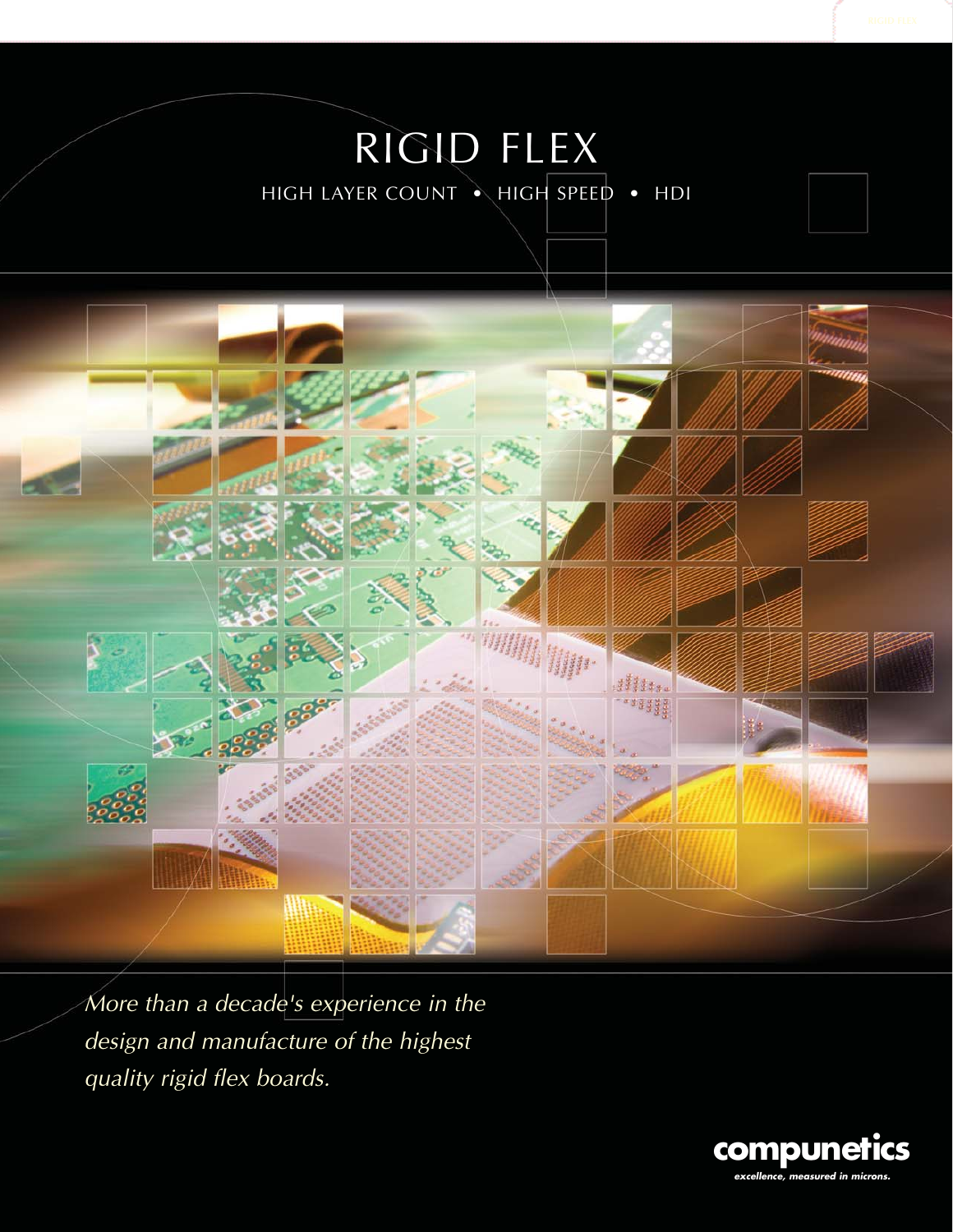# RIGID FLEX

HIGH LAYER COUNT • HIGH SPEED • HDI

*More than a decade's experience in the design and manufacture of the highest quality rigid flex boards.*

**compunetics**

*excellence, measured in microns.*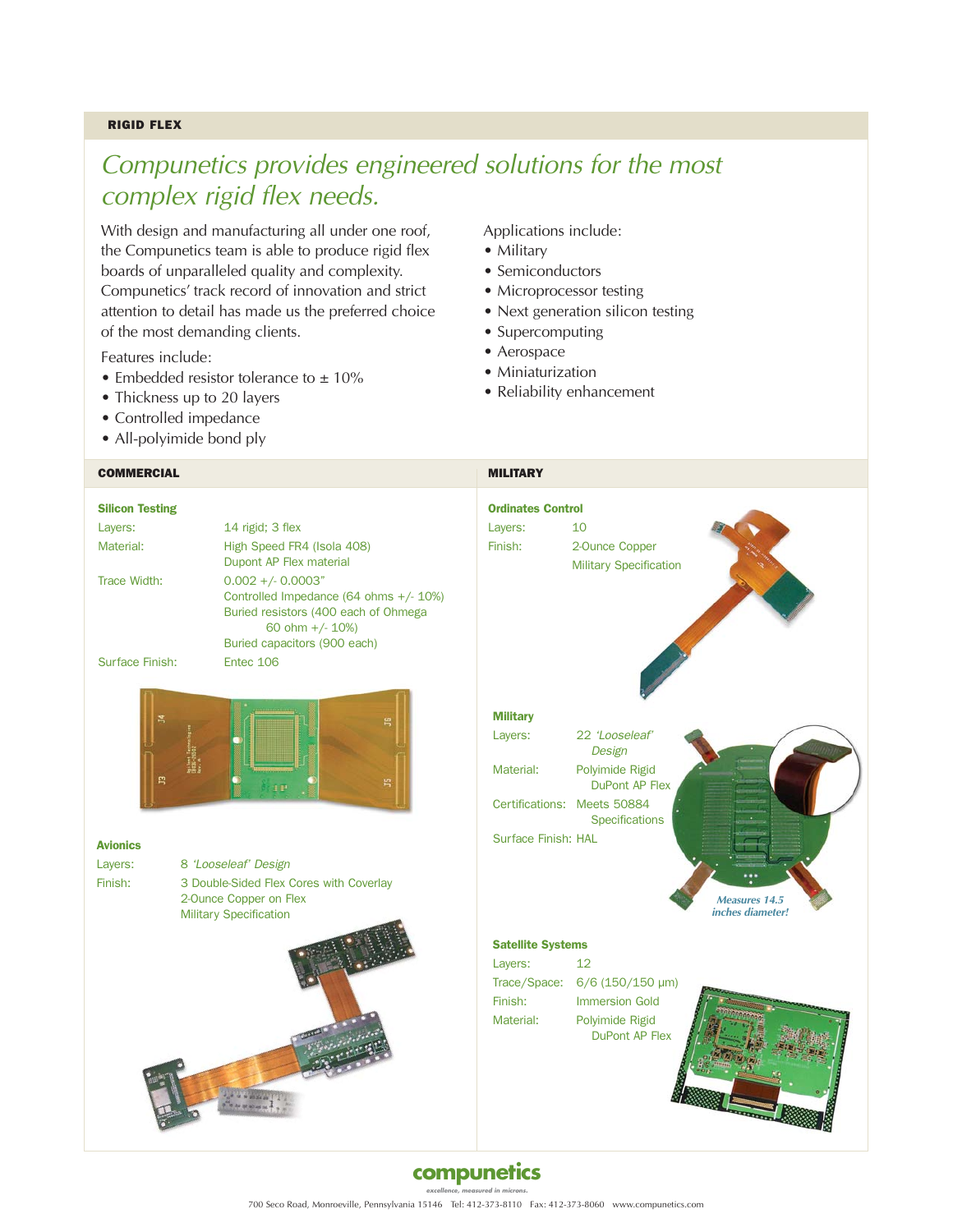**RIGID FLEX**

# *Compunetics provides engineered solutions for the most complex rigid flex needs.*

With design and manufacturing all under one roof, the Compunetics team is able to produce rigid flex boards of unparalleled quality and complexity. Compunetics' track record of innovation and strict attention to detail has made us the preferred choice of the most demanding clients.

Features include:

- Embedded resistor tolerance to ± 10%
- Thickness up to 20 layers
- Controlled impedance
- All-polyimide bond ply

Applications include:

- Military
- Semiconductors
- Microprocessor testing
- Next generation silicon testing
- Supercomputing
- Aerospace
- Miniaturization
- Reliability enhancement

## COMMERCIAL

### Silicon Testing

| | |
|---|---|
| Layers: | 14 rigid; 3 flex |
| Material: | High Speed FR4 (Isola 408)<br>Dupont AP Flex material |
| Trace Width: | 0.002 +/- 0.0003"<br>Controlled Impedance (64 ohms +/- 10%)<br>Buried resistors (400 each of Ohmega 60 ohm +/- 10%)<br>Buried capacitors (900 each) |
| Surface Finish: | Entec 106 |

### Avionics

| | |
|---|---|
| Layers: | 8 *'Looseleaf' Design* |
| Finish: | 3 Double-Sided Flex Cores with Coverlay<br>2-Ounce Copper on Flex<br>Military Specification |

## MILITARY

### Ordinates Control

| | |
|---|---|
| Layers: | 10 |
| Finish: | 2-Ounce Copper<br>Military Specification |

### Military

| | |
|---|---|
| Layers: | 22 *'Looseleaf' Design* |
| Material: | Polyimide Rigid<br>DuPont AP Flex |
| Certifications: | Meets 50884 Specifications |
| Surface Finish: | HAL |

*Measures 14.5 inches diameter!*

### Satellite Systems

| | |
|---|---|
| Layers: | 12 |
| Trace/Space: | 6/6 (150/150 µm) |
| Finish: | Immersion Gold |
| Material: | Polyimide Rigid<br>DuPont AP Flex |

**compunetics**

*excellence, measured in microns.*

700 Seco Road, Monroeville, Pennsylvania 15146 Tel: 412-373-8110 Fax: 412-373-8060 www.compunetics.com